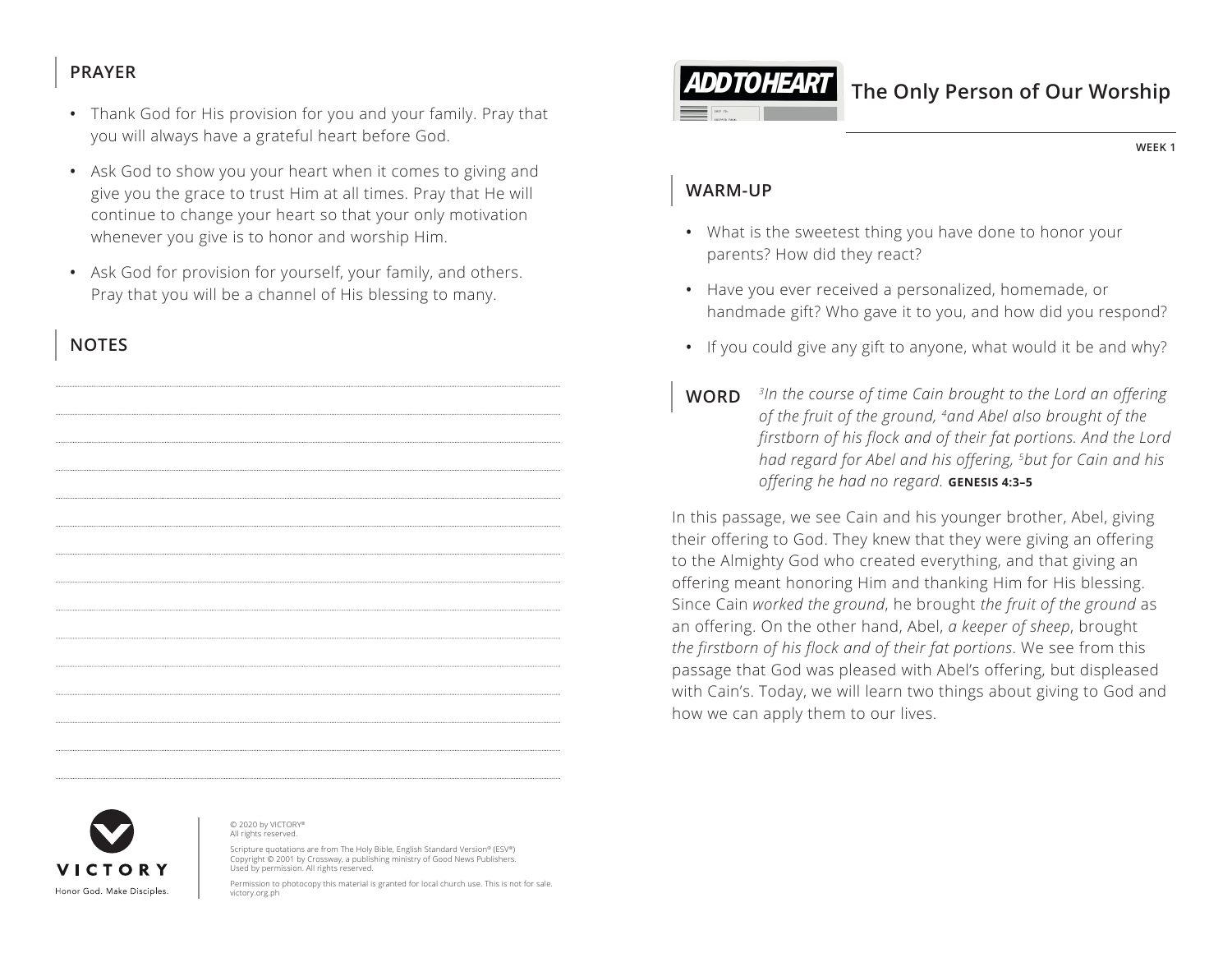## PRAYER

- Thank God for His provision for you and your family. Pray that you will always have a grateful heart before God.
- Ask God to show you your heart when it comes to giving and give you the grace to trust Him at all times. Pray that He will continue to change your heart so that your only motivation whenever you give is to honor and worship Him.
- Ask God for provision for yourself, your family, and others. Pray that you will be a channel of His blessing to many.

## NOTES

VICTORY

Honor God. Make Disciples.

© 2020 by VICTORY®
All rights reserved.

Scripture quotations are from The Holy Bible, English Standard Version® (ESV®) Copyright © 2001 by Crossway, a publishing ministry of Good News Publishers. Used by permission. All rights reserved.

Permission to photocopy this material is granted for local church use. This is not for sale.
victory.org.ph

# ADD TO HEART: The Only Person of Our Worship

**WEEK 1**

## WARM-UP

- What is the sweetest thing you have done to honor your parents? How did they react?
- Have you ever received a personalized, homemade, or handmade gift? Who gave it to you, and how did you respond?
- If you could give any gift to anyone, what would it be and why?

## WORD

*[3]In the course of time Cain brought to the Lord an offering of the fruit of the ground, [4]and Abel also brought of the firstborn of his flock and of their fat portions. And the Lord had regard for Abel and his offering, [5]but for Cain and his offering he had no regard.* **GENESIS 4:3–5**

In this passage, we see Cain and his younger brother, Abel, giving their offering to God. They knew that they were giving an offering to the Almighty God who created everything, and that giving an offering meant honoring Him and thanking Him for His blessing. Since Cain *worked the ground*, he brought *the fruit of the ground* as an offering. On the other hand, Abel, *a keeper of sheep*, brought *the firstborn of his flock and of their fat portions*. We see from this passage that God was pleased with Abel's offering, but displeased with Cain's. Today, we will learn two things about giving to God and how we can apply them to our lives.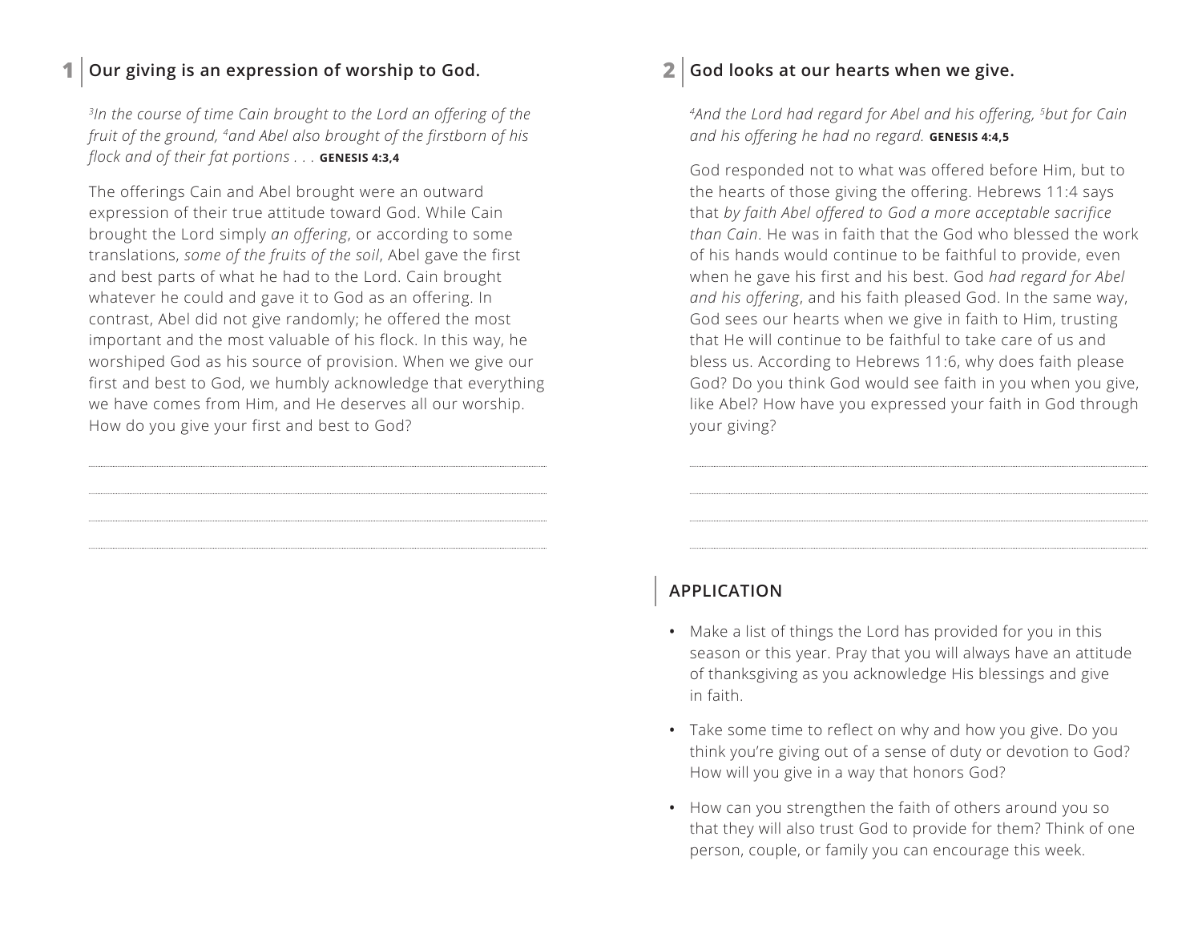## 1 Our giving is an expression of worship to God.

*[3]In the course of time Cain brought to the Lord an offering of the fruit of the ground, [4]and Abel also brought of the firstborn of his flock and of their fat portions . . .* **GENESIS 4:3,4**

The offerings Cain and Abel brought were an outward expression of their true attitude toward God. While Cain brought the Lord simply *an offering*, or according to some translations, *some of the fruits of the soil*, Abel gave the first and best parts of what he had to the Lord. Cain brought whatever he could and gave it to God as an offering. In contrast, Abel did not give randomly; he offered the most important and the most valuable of his flock. In this way, he worshiped God as his source of provision. When we give our first and best to God, we humbly acknowledge that everything we have comes from Him, and He deserves all our worship. How do you give your first and best to God?

## 2 God looks at our hearts when we give.

*[4]And the Lord had regard for Abel and his offering, [5]but for Cain and his offering he had no regard.* **GENESIS 4:4,5**

God responded not to what was offered before Him, but to the hearts of those giving the offering. Hebrews 11:4 says that *by faith Abel offered to God a more acceptable sacrifice than Cain*. He was in faith that the God who blessed the work of his hands would continue to be faithful to provide, even when he gave his first and his best. God *had regard for Abel and his offering*, and his faith pleased God. In the same way, God sees our hearts when we give in faith to Him, trusting that He will continue to be faithful to take care of us and bless us. According to Hebrews 11:6, why does faith please God? Do you think God would see faith in you when you give, like Abel? How have you expressed your faith in God through your giving?

## APPLICATION

- Make a list of things the Lord has provided for you in this season or this year. Pray that you will always have an attitude of thanksgiving as you acknowledge His blessings and give in faith.
- Take some time to reflect on why and how you give. Do you think you're giving out of a sense of duty or devotion to God? How will you give in a way that honors God?
- How can you strengthen the faith of others around you so that they will also trust God to provide for them? Think of one person, couple, or family you can encourage this week.